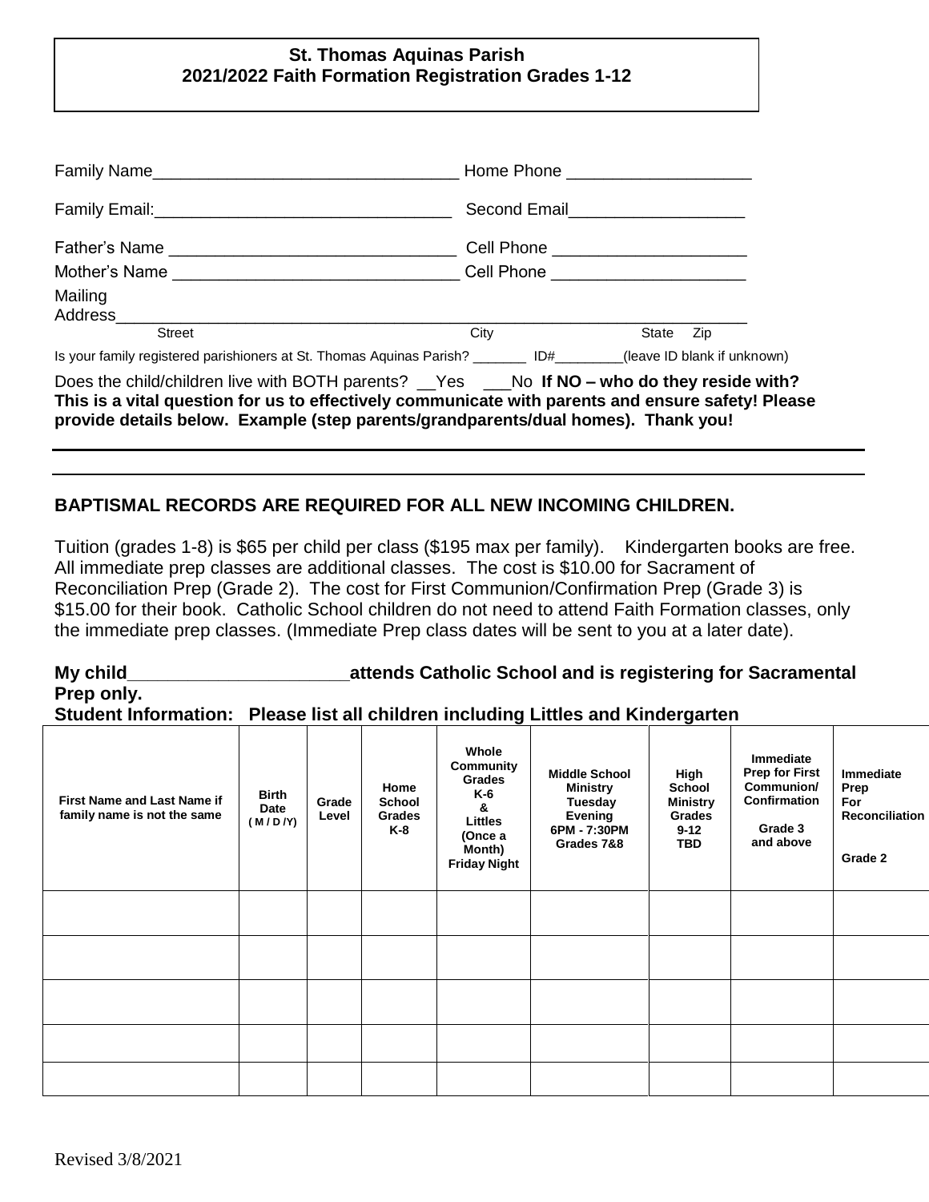**St. Thomas Aquinas Parish**
**2021/2022 Faith Formation Registration Grades 1-12**

Family Name_________________________________ Home Phone ____________________

Family Email:________________________________ Second Email___________________

Father's Name ______________________________ Cell Phone _____________________

Mother's Name ______________________________ Cell Phone _____________________

Mailing Address_________________________________________________________________

Street | City | State Zip

Is your family registered parishioners at St. Thomas Aquinas Parish? _______ ID#_________(leave ID blank if unknown)

Does the child/children live with BOTH parents? __Yes ___No **If NO – who do they reside with? This is a vital question for us to effectively communicate with parents and ensure safety! Please provide details below. Example (step parents/grandparents/dual homes). Thank you!**

---

---

**BAPTISMAL RECORDS ARE REQUIRED FOR ALL NEW INCOMING CHILDREN.**

Tuition (grades 1-8) is $65 per child per class ($195 max per family). Kindergarten books are free. All immediate prep classes are additional classes. The cost is $10.00 for Sacrament of Reconciliation Prep (Grade 2). The cost for First Communion/Confirmation Prep (Grade 3) is $15.00 for their book. Catholic School children do not need to attend Faith Formation classes, only the immediate prep classes. (Immediate Prep class dates will be sent to you at a later date).

**My child______________________attends Catholic School and is registering for Sacramental Prep only.**

**Student Information: Please list all children including Littles and Kindergarten**

| First Name and Last Name if family name is not the same | Birth Date (M / D /Y) | Grade Level | Home School Grades K-8 | Whole Community Grades K-6 & Littles (Once a Month) Friday Night | Middle School Ministry Tuesday Evening 6PM - 7:30PM Grades 7&8 | High School Ministry Grades 9-12 TBD | Immediate Prep for First Communion/ Confirmation Grade 3 and above | Immediate Prep For Reconciliation Grade 2 |
|---|---|---|---|---|---|---|---|---|
| | | | | | | | | |
| | | | | | | | | |
| | | | | | | | | |
| | | | | | | | | |
| | | | | | | | | |

Revised 3/8/2021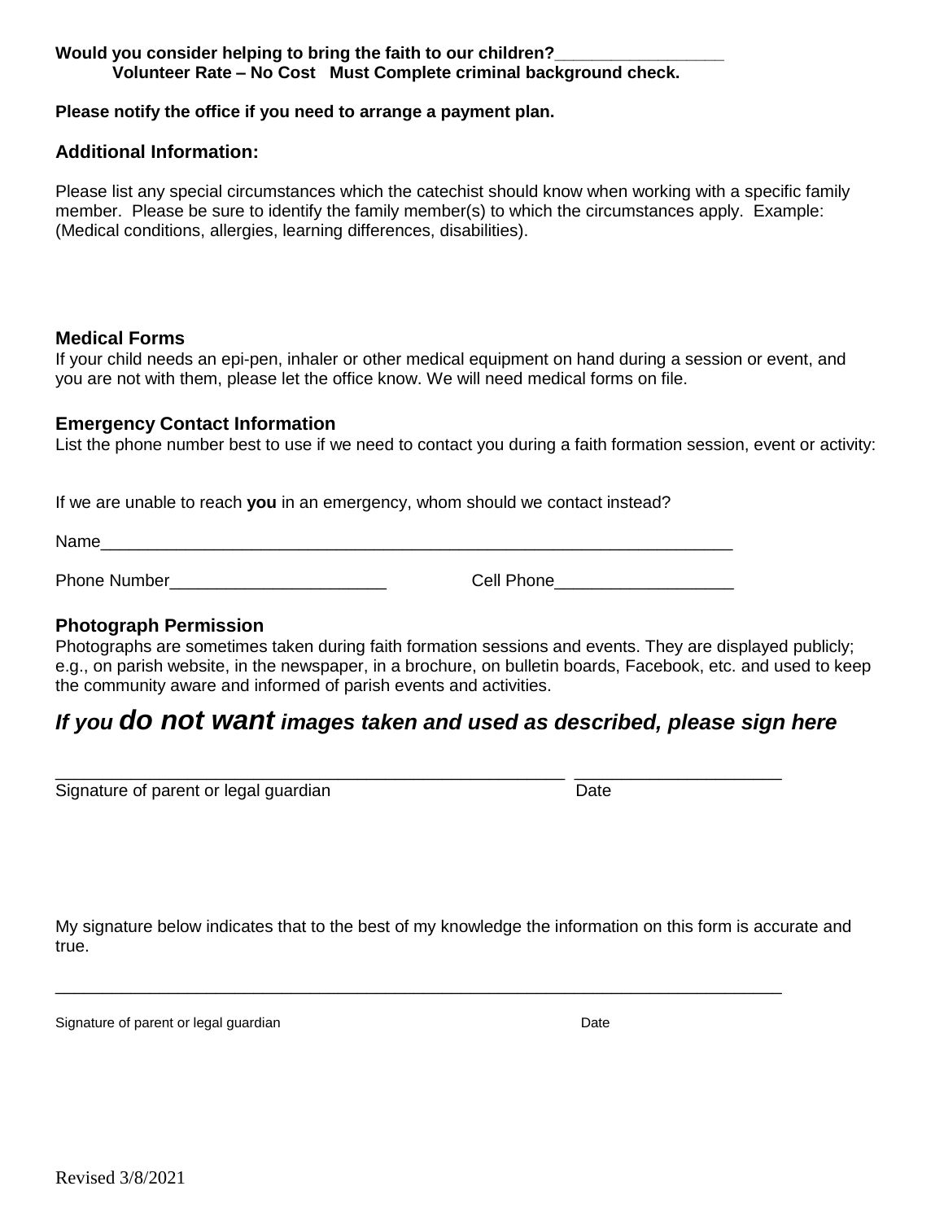**Would you consider helping to bring the faith to our children?__________________**
**Volunteer Rate – No Cost   Must Complete criminal background check.**

**Please notify the office if you need to arrange a payment plan.**

### Additional Information:

Please list any special circumstances which the catechist should know when working with a specific family member. Please be sure to identify the family member(s) to which the circumstances apply. Example: (Medical conditions, allergies, learning differences, disabilities).

### Medical Forms

If your child needs an epi-pen, inhaler or other medical equipment on hand during a session or event, and you are not with them, please let the office know. We will need medical forms on file.

### Emergency Contact Information

List the phone number best to use if we need to contact you during a faith formation session, event or activity:

If we are unable to reach **you** in an emergency, whom should we contact instead?

Name_______________________________________________________________________

Phone Number_______________________ Cell Phone___________________

### Photograph Permission

Photographs are sometimes taken during faith formation sessions and events. They are displayed publicly; e.g., on parish website, in the newspaper, in a brochure, on bulletin boards, Facebook, etc. and used to keep the community aware and informed of parish events and activities.

## ***If you do not want images taken and used as described, please sign here***

_______________________________________________________ _____________________
Signature of parent or legal guardian Date

My signature below indicates that to the best of my knowledge the information on this form is accurate and true.

_______________________________________________________________________________

Signature of parent or legal guardian Date

Revised 3/8/2021